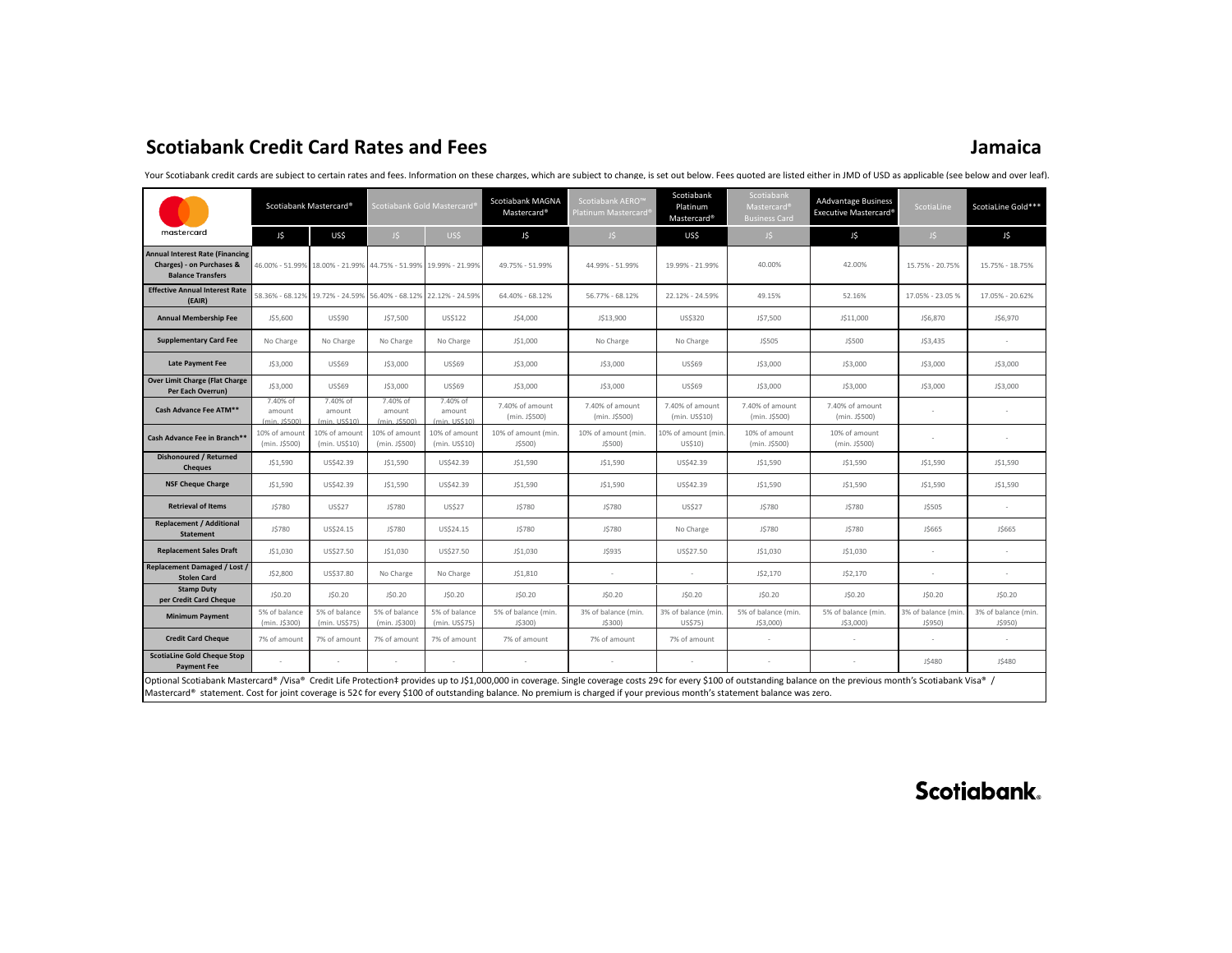## Scotiabank Credit Card Rates and Fees

## Jamaica

Your Scotiabank credit cards are subject to certain rates and fees. Information on these charges, which are subject to change, is set out below. Fees quoted are listed either in JMD of USD as applicable (see below and over leaf).

| mastercard | Scotiabank Mastercard® | | Scotiabank Gold Mastercard® | | Scotiabank MAGNA Mastercard® | Scotiabank AERO™ Platinum Mastercard® | Scotiabank Platinum Mastercard® | Scotiabank Mastercard® Business Card | AAdvantage Business Executive Mastercard® | ScotiaLine | ScotiaLine Gold*** |
|---|---|---|---|---|---|---|---|---|---|---|---|
| | J$ | US$ | J$ | US$ | J$ | J$ | US$ | J$ | J$ | J$ | J$ |
| **Annual Interest Rate (Financing Charges) - on Purchases & Balance Transfers** | 46.00% - 51.99% | 18.00% - 21.99% | 44.75% - 51.99% | 19.99% - 21.99% | 49.75% - 51.99% | 44.99% - 51.99% | 19.99% - 21.99% | 40.00% | 42.00% | 15.75% - 20.75% | 15.75% - 18.75% |
| **Effective Annual Interest Rate (EAIR)** | 58.36% - 68.12% | 19.72% - 24.59% | 56.40% - 68.12% | 22.12% - 24.59% | 64.40% - 68.12% | 56.77% - 68.12% | 22.12% - 24.59% | 49.15% | 52.16% | 17.05% - 23.05 % | 17.05% - 20.62% |
| **Annual Membership Fee** | J$5,600 | US$90 | J$7,500 | US$122 | J$4,000 | J$13,900 | US$320 | J$7,500 | J$11,000 | J$6,870 | J$6,970 |
| **Supplementary Card Fee** | No Charge | No Charge | No Charge | No Charge | J$1,000 | No Charge | No Charge | J$505 | J$500 | J$3,435 | - |
| **Late Payment Fee** | J$3,000 | US$69 | J$3,000 | US$69 | J$3,000 | J$3,000 | US$69 | J$3,000 | J$3,000 | J$3,000 | J$3,000 |
| **Over Limit Charge (Flat Charge Per Each Overrun)** | J$3,000 | US$69 | J$3,000 | US$69 | J$3,000 | J$3,000 | US$69 | J$3,000 | J$3,000 | J$3,000 | J$3,000 |
| **Cash Advance Fee ATM**** | 7.40% of amount (min. J$500) | 7.40% of amount (min. US$10) | 7.40% of amount (min. J$500) | 7.40% of amount (min. US$10) | 7.40% of amount (min. J$500) | 7.40% of amount (min. J$500) | 7.40% of amount (min. US$10) | 7.40% of amount (min. J$500) | 7.40% of amount (min. J$500) | - | - |
| **Cash Advance Fee in Branch**** | 10% of amount (min. J$500) | 10% of amount (min. US$10) | 10% of amount (min. J$500) | 10% of amount (min. US$10) | 10% of amount (min. J$500) | 10% of amount (min. J$500) | 10% of amount (min. US$10) | 10% of amount (min. J$500) | 10% of amount (min. J$500) | - | - |
| **Dishonoured / Returned Cheques** | J$1,590 | US$42.39 | J$1,590 | US$42.39 | J$1,590 | J$1,590 | US$42.39 | J$1,590 | J$1,590 | J$1,590 | J$1,590 |
| **NSF Cheque Charge** | J$1,590 | US$42.39 | J$1,590 | US$42.39 | J$1,590 | J$1,590 | US$42.39 | J$1,590 | J$1,590 | J$1,590 | J$1,590 |
| **Retrieval of Items** | J$780 | US$27 | J$780 | US$27 | J$780 | J$780 | US$27 | J$780 | J$780 | J$505 | - |
| **Replacement / Additional Statement** | J$780 | US$24.15 | J$780 | US$24.15 | J$780 | J$780 | No Charge | J$780 | J$780 | J$665 | J$665 |
| **Replacement Sales Draft** | J$1,030 | US$27.50 | J$1,030 | US$27.50 | J$1,030 | J$935 | US$27.50 | J$1,030 | J$1,030 | - | - |
| **Replacement Damaged / Lost / Stolen Card** | J$2,800 | US$37.80 | No Charge | No Charge | J$1,810 | - | - | J$2,170 | J$2,170 | - | - |
| **Stamp Duty per Credit Card Cheque** | J$0.20 | J$0.20 | J$0.20 | J$0.20 | J$0.20 | J$0.20 | J$0.20 | J$0.20 | J$0.20 | J$0.20 | J$0.20 |
| **Minimum Payment** | 5% of balance (min. J$300) | 5% of balance (min. US$75) | 5% of balance (min. J$300) | 5% of balance (min. US$75) | 5% of balance (min. J$300) | 3% of balance (min. J$300) | 3% of balance (min. US$75) | 5% of balance (min. J$3,000) | 5% of balance (min. J$3,000) | 3% of balance (min. J$950) | 3% of balance (min. J$950) |
| **Credit Card Cheque** | 7% of amount | 7% of amount | 7% of amount | 7% of amount | 7% of amount | 7% of amount | 7% of amount | - | - | - | - |
| **ScotiaLine Gold Cheque Stop Payment Fee** | - | - | - | - | - | - | - | - | - | J$480 | J$480 |

Optional Scotiabank Mastercard® /Visa® Credit Life Protection‡ provides up to J$1,000,000 in coverage. Single coverage costs 29¢ for every $100 of outstanding balance on the previous month's Scotiabank Visa® / Mastercard® statement. Cost for joint coverage is 52¢ for every $100 of outstanding balance. No premium is charged if your previous month's statement balance was zero.

Scotiabank.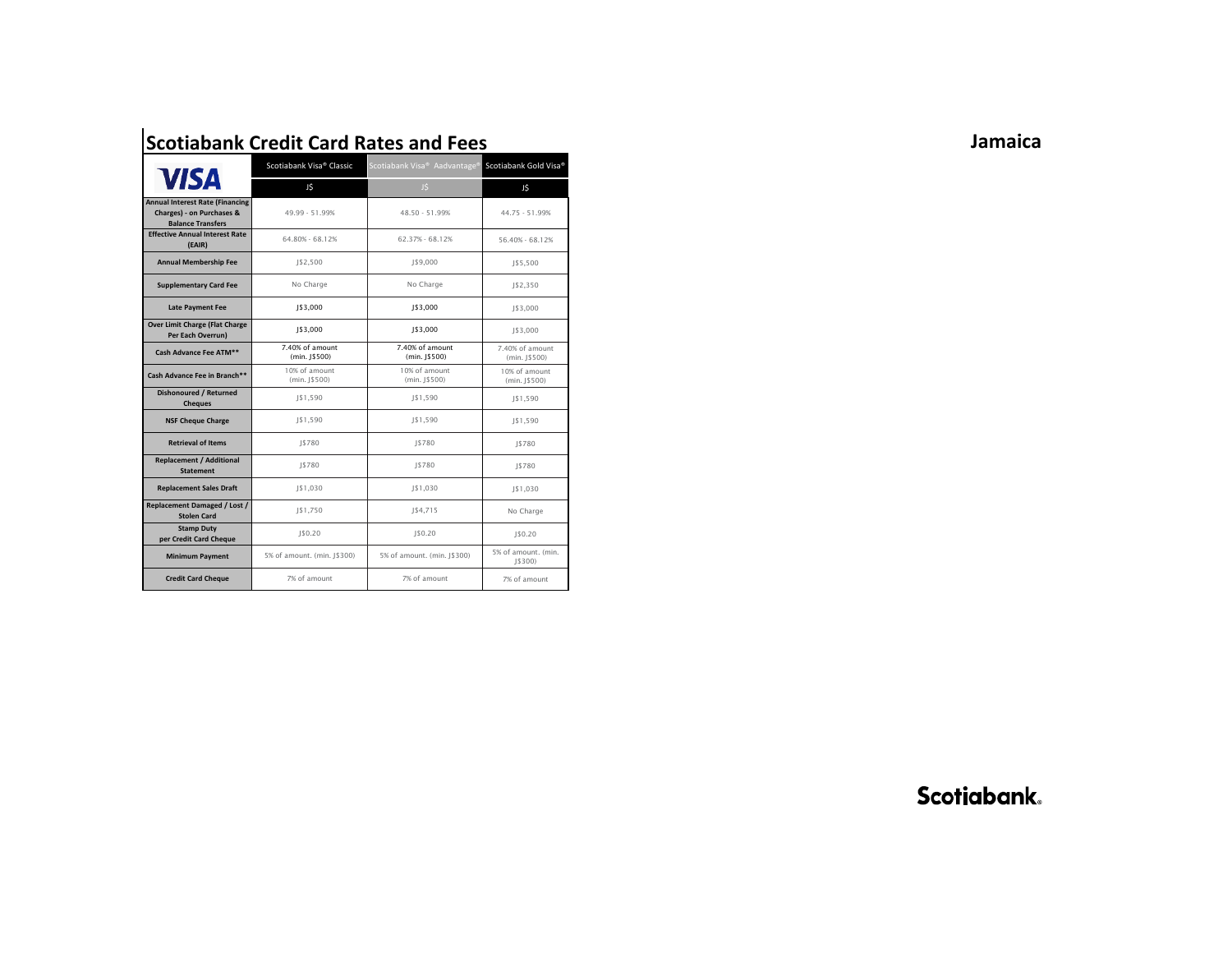# Scotiabank Credit Card Rates and Fees

**Jamaica**

| VISA | Scotiabank Visa® Classic | Scotiabank Visa® Aadvantage® | Scotiabank Gold Visa® |
|---|---|---|---|
| | J$ | J$ | J$ |
| **Annual Interest Rate (Financing Charges) - on Purchases & Balance Transfers** | 49.99 - 51.99% | 48.50 - 51.99% | 44.75 - 51.99% |
| **Effective Annual Interest Rate (EAIR)** | 64.80% - 68.12% | 62.37% - 68.12% | 56.40% - 68.12% |
| **Annual Membership Fee** | J$2,500 | J$9,000 | J$5,500 |
| **Supplementary Card Fee** | No Charge | No Charge | J$2,350 |
| **Late Payment Fee** | J$3,000 | J$3,000 | J$3,000 |
| **Over Limit Charge (Flat Charge Per Each Overrun)** | J$3,000 | J$3,000 | J$3,000 |
| **Cash Advance Fee ATM\*\*** | 7.40% of amount (min. J$500) | 7.40% of amount (min. J$500) | 7.40% of amount (min. J$500) |
| **Cash Advance Fee in Branch\*\*** | 10% of amount (min. J$500) | 10% of amount (min. J$500) | 10% of amount (min. J$500) |
| **Dishonoured / Returned Cheques** | J$1,590 | J$1,590 | J$1,590 |
| **NSF Cheque Charge** | J$1,590 | J$1,590 | J$1,590 |
| **Retrieval of Items** | J$780 | J$780 | J$780 |
| **Replacement / Additional Statement** | J$780 | J$780 | J$780 |
| **Replacement Sales Draft** | J$1,030 | J$1,030 | J$1,030 |
| **Replacement Damaged / Lost / Stolen Card** | J$1,750 | J$4,715 | No Charge |
| **Stamp Duty per Credit Card Cheque** | J$0.20 | J$0.20 | J$0.20 |
| **Minimum Payment** | 5% of amount. (min. J$300) | 5% of amount. (min. J$300) | 5% of amount. (min. J$300) |
| **Credit Card Cheque** | 7% of amount | 7% of amount | 7% of amount |

Scotiabank.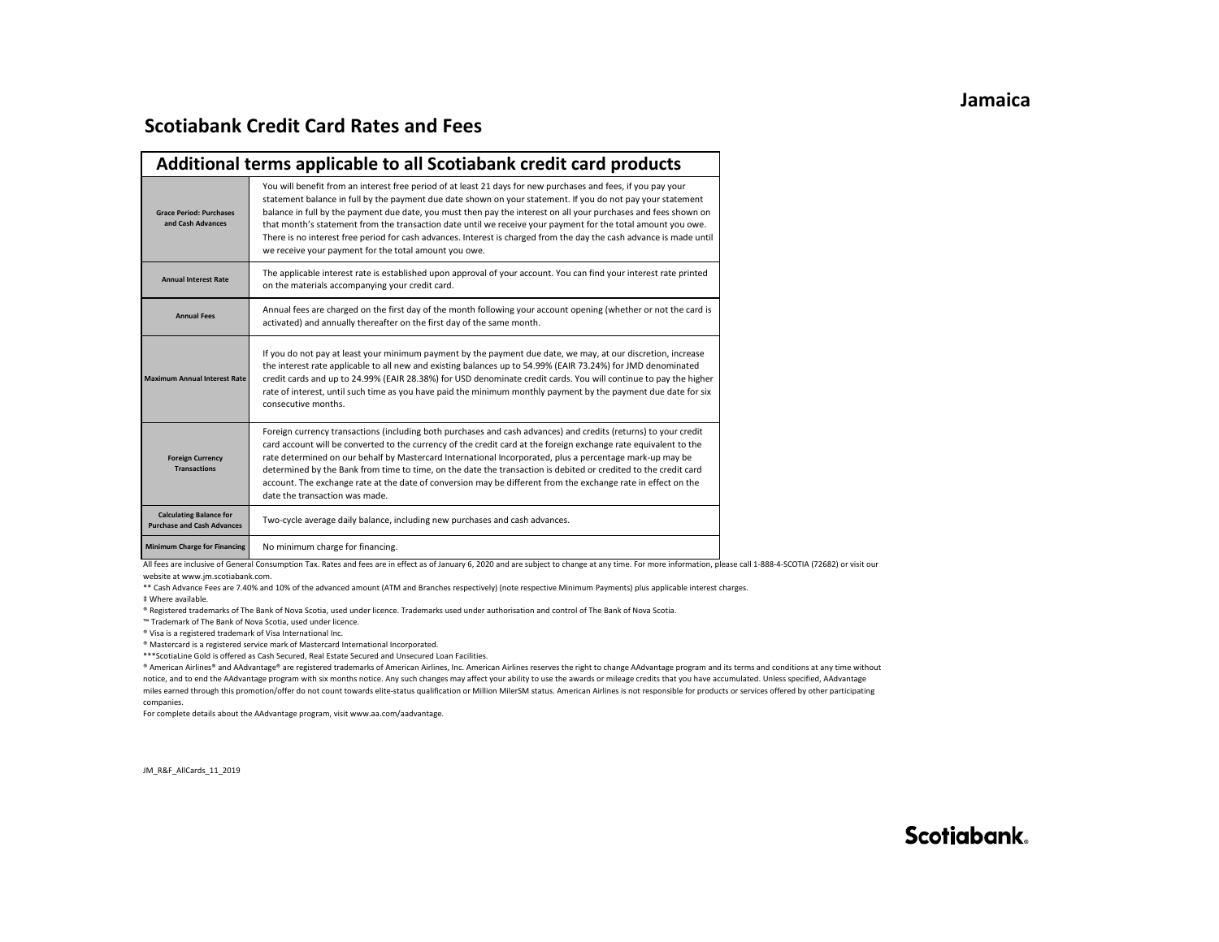Jamaica

## Scotiabank Credit Card Rates and Fees

| Additional terms applicable to all Scotiabank credit card products | |
|---|---|
| Grace Period: Purchases and Cash Advances | You will benefit from an interest free period of at least 21 days for new purchases and fees, if you pay your statement balance in full by the payment due date shown on your statement. If you do not pay your statement balance in full by the payment due date, you must then pay the interest on all your purchases and fees shown on that month's statement from the transaction date until we receive your payment for the total amount you owe. There is no interest free period for cash advances. Interest is charged from the day the cash advance is made until we receive your payment for the total amount you owe. |
| Annual Interest Rate | The applicable interest rate is established upon approval of your account. You can find your interest rate printed on the materials accompanying your credit card. |
| Annual Fees | Annual fees are charged on the first day of the month following your account opening (whether or not the card is activated) and annually thereafter on the first day of the same month. |
| Maximum Annual Interest Rate | If you do not pay at least your minimum payment by the payment due date, we may, at our discretion, increase the interest rate applicable to all new and existing balances up to 54.99% (EAIR 73.24%) for JMD denominated credit cards and up to 24.99% (EAIR 28.38%) for USD denominate credit cards. You will continue to pay the higher rate of interest, until such time as you have paid the minimum monthly payment by the payment due date for six consecutive months. |
| Foreign Currency Transactions | Foreign currency transactions (including both purchases and cash advances) and credits (returns) to your credit card account will be converted to the currency of the credit card at the foreign exchange rate equivalent to the rate determined on our behalf by Mastercard International Incorporated, plus a percentage mark-up may be determined by the Bank from time to time, on the date the transaction is debited or credited to the credit card account. The exchange rate at the date of conversion may be different from the exchange rate in effect on the date the transaction was made. |
| Calculating Balance for Purchase and Cash Advances | Two-cycle average daily balance, including new purchases and cash advances. |
| Minimum Charge for Financing | No minimum charge for financing. |

All fees are inclusive of General Consumption Tax. Rates and fees are in effect as of January 6, 2020 and are subject to change at any time. For more information, please call 1-888-4-SCOTIA (72682) or visit our website at www.jm.scotiabank.com.

** Cash Advance Fees are 7.40% and 10% of the advanced amount (ATM and Branches respectively) (note respective Minimum Payments) plus applicable interest charges.

‡ Where available.

® Registered trademarks of The Bank of Nova Scotia, used under licence. Trademarks used under authorisation and control of The Bank of Nova Scotia.

™ Trademark of The Bank of Nova Scotia, used under licence.

® Visa is a registered trademark of Visa International Inc.

® Mastercard is a registered service mark of Mastercard International Incorporated.

***ScotiaLine Gold is offered as Cash Secured, Real Estate Secured and Unsecured Loan Facilities.

® American Airlines® and AAdvantage® are registered trademarks of American Airlines, Inc. American Airlines reserves the right to change AAdvantage program and its terms and conditions at any time without notice, and to end the AAdvantage program with six months notice. Any such changes may affect your ability to use the awards or mileage credits that you have accumulated. Unless specified, AAdvantage miles earned through this promotion/offer do not count towards elite-status qualification or Million MilerSM status. American Airlines is not responsible for products or services offered by other participating companies.

For complete details about the AAdvantage program, visit www.aa.com/aadvantage.

JM_R&F_AllCards_11_2019

Scotiabank.